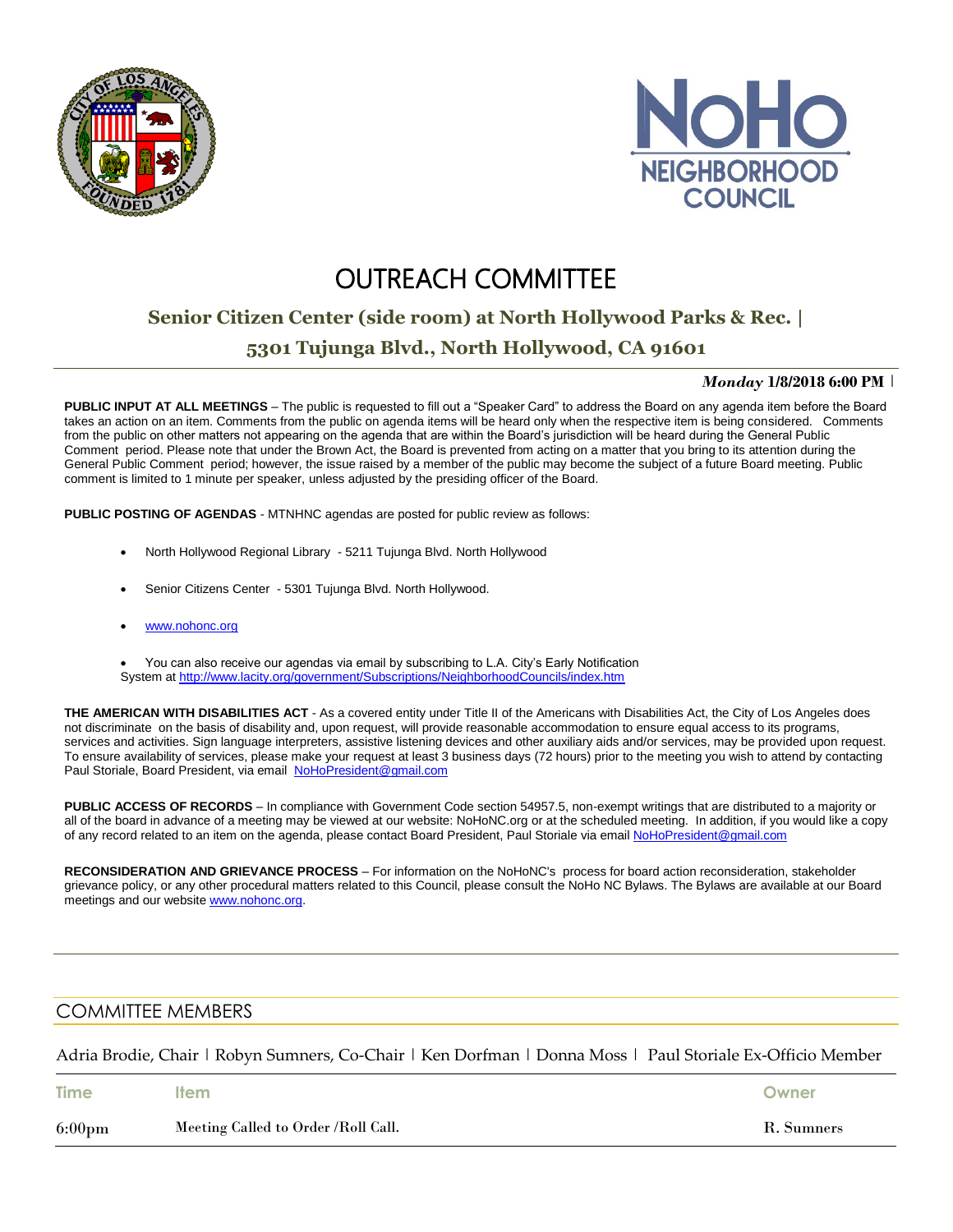# OUTREACH COMMITTEE

## Senior Citizen Center (side room) at North Hollywood Parks & Rec. | 5301 Tujunga Blvd., North Hollywood, CA 91601

***Monday*** **1/8/2018 6:00 PM** |

**PUBLIC INPUT AT ALL MEETINGS** – The public is requested to fill out a "Speaker Card" to address the Board on any agenda item before the Board takes an action on an item. Comments from the public on agenda items will be heard only when the respective item is being considered. Comments from the public on other matters not appearing on the agenda that are within the Board's jurisdiction will be heard during the General Public Comment period. Please note that under the Brown Act, the Board is prevented from acting on a matter that you bring to its attention during the General Public Comment period; however, the issue raised by a member of the public may become the subject of a future Board meeting. Public comment is limited to 1 minute per speaker, unless adjusted by the presiding officer of the Board.

**PUBLIC POSTING OF AGENDAS** - MTNHNC agendas are posted for public review as follows:

- North Hollywood Regional Library - 5211 Tujunga Blvd. North Hollywood
- Senior Citizens Center - 5301 Tujunga Blvd. North Hollywood.
- www.nohonc.org
- You can also receive our agendas via email by subscribing to L.A. City's Early Notification System at http://www.lacity.org/government/Subscriptions/NeighborhoodCouncils/index.htm

**THE AMERICAN WITH DISABILITIES ACT** - As a covered entity under Title II of the Americans with Disabilities Act, the City of Los Angeles does not discriminate on the basis of disability and, upon request, will provide reasonable accommodation to ensure equal access to its programs, services and activities. Sign language interpreters, assistive listening devices and other auxiliary aids and/or services, may be provided upon request. To ensure availability of services, please make your request at least 3 business days (72 hours) prior to the meeting you wish to attend by contacting Paul Storiale, Board President, via email NoHoPresident@gmail.com

**PUBLIC ACCESS OF RECORDS** – In compliance with Government Code section 54957.5, non-exempt writings that are distributed to a majority or all of the board in advance of a meeting may be viewed at our website: NoHoNC.org or at the scheduled meeting. In addition, if you would like a copy of any record related to an item on the agenda, please contact Board President, Paul Storiale via email NoHoPresident@gmail.com

**RECONSIDERATION AND GRIEVANCE PROCESS** – For information on the NoHoNC's process for board action reconsideration, stakeholder grievance policy, or any other procedural matters related to this Council, please consult the NoHo NC Bylaws. The Bylaws are available at our Board meetings and our website www.nohonc.org.

## COMMITTEE MEMBERS

Adria Brodie, Chair | Robyn Sumners, Co-Chair | Ken Dorfman | Donna Moss | Paul Storiale Ex-Officio Member

| Time | Item | Owner |
|---|---|---|
| 6:00pm | Meeting Called to Order /Roll Call. | R. Sumners |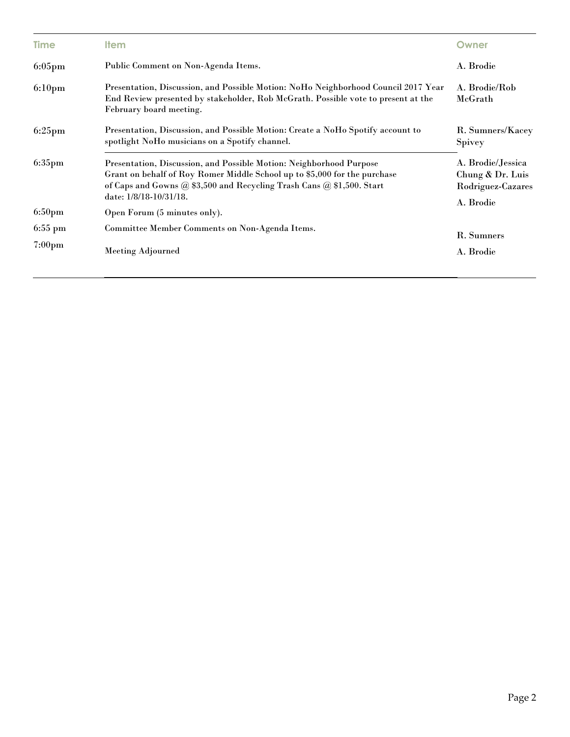| Time | Item | Owner |
|---|---|---|
| 6:05pm | Public Comment on Non-Agenda Items. | A. Brodie |
| 6:10pm | Presentation, Discussion, and Possible Motion: NoHo Neighborhood Council 2017 Year End Review presented by stakeholder, Rob McGrath. Possible vote to present at the February board meeting. | A. Brodie/Rob McGrath |
| 6:25pm | Presentation, Discussion, and Possible Motion: Create a NoHo Spotify account to spotlight NoHo musicians on a Spotify channel. | R. Sumners/Kacey Spivey |
| 6:35pm | Presentation, Discussion, and Possible Motion: Neighborhood Purpose Grant on behalf of Roy Romer Middle School up to $5,000 for the purchase of Caps and Gowns @ $3,500 and Recycling Trash Cans @ $1,500. Start date: 1/8/18-10/31/18. | A. Brodie/Jessica Chung & Dr. Luis Rodriguez-Cazares |
| 6:50pm | Open Forum (5 minutes only). | A. Brodie |
| 6:55 pm | Committee Member Comments on Non-Agenda Items. | R. Sumners |
| 7:00pm | Meeting Adjourned | A. Brodie |